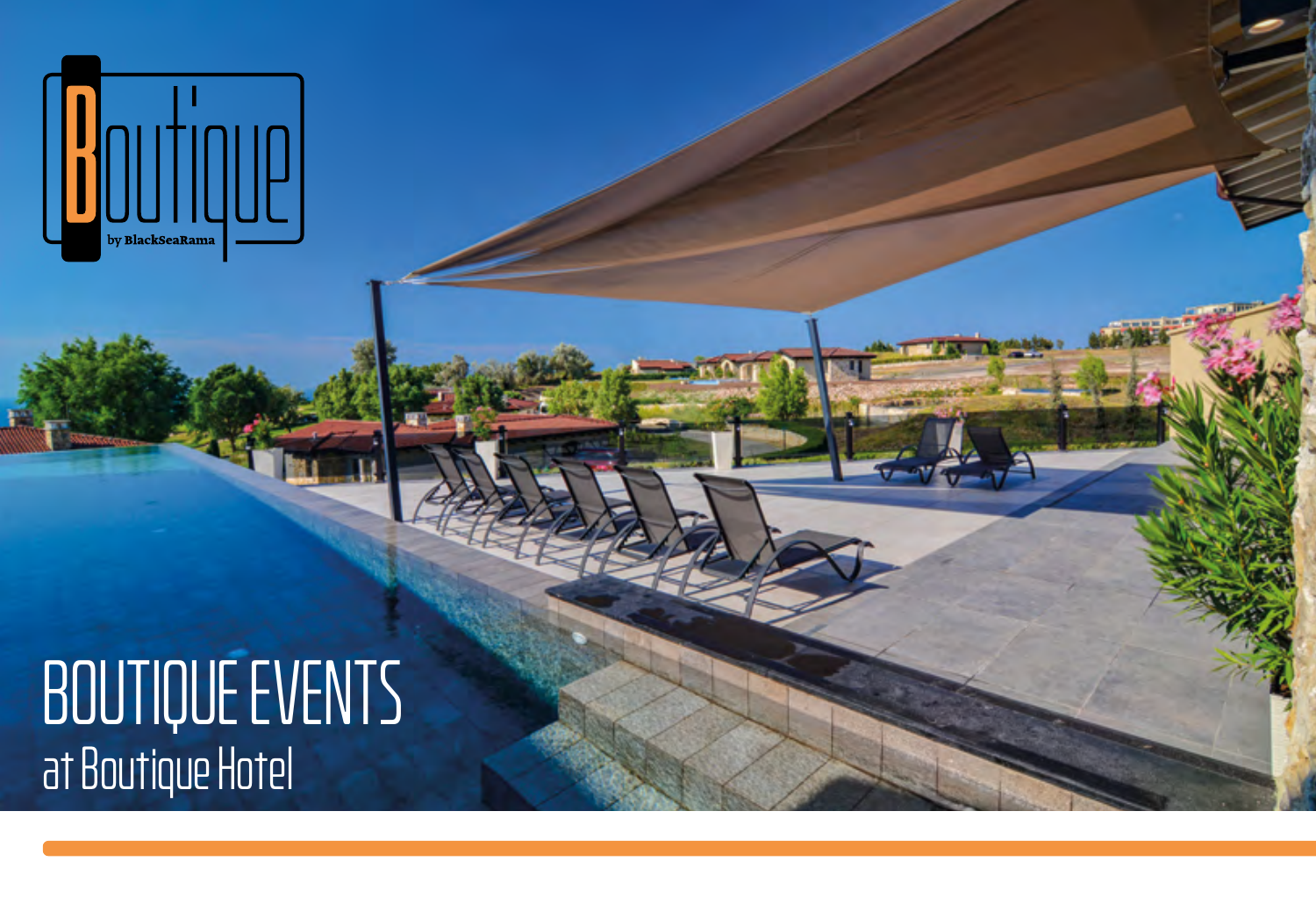Boutique

by BlackSeaRama

# BOUTIQUE EVENTS

## at Boutique Hotel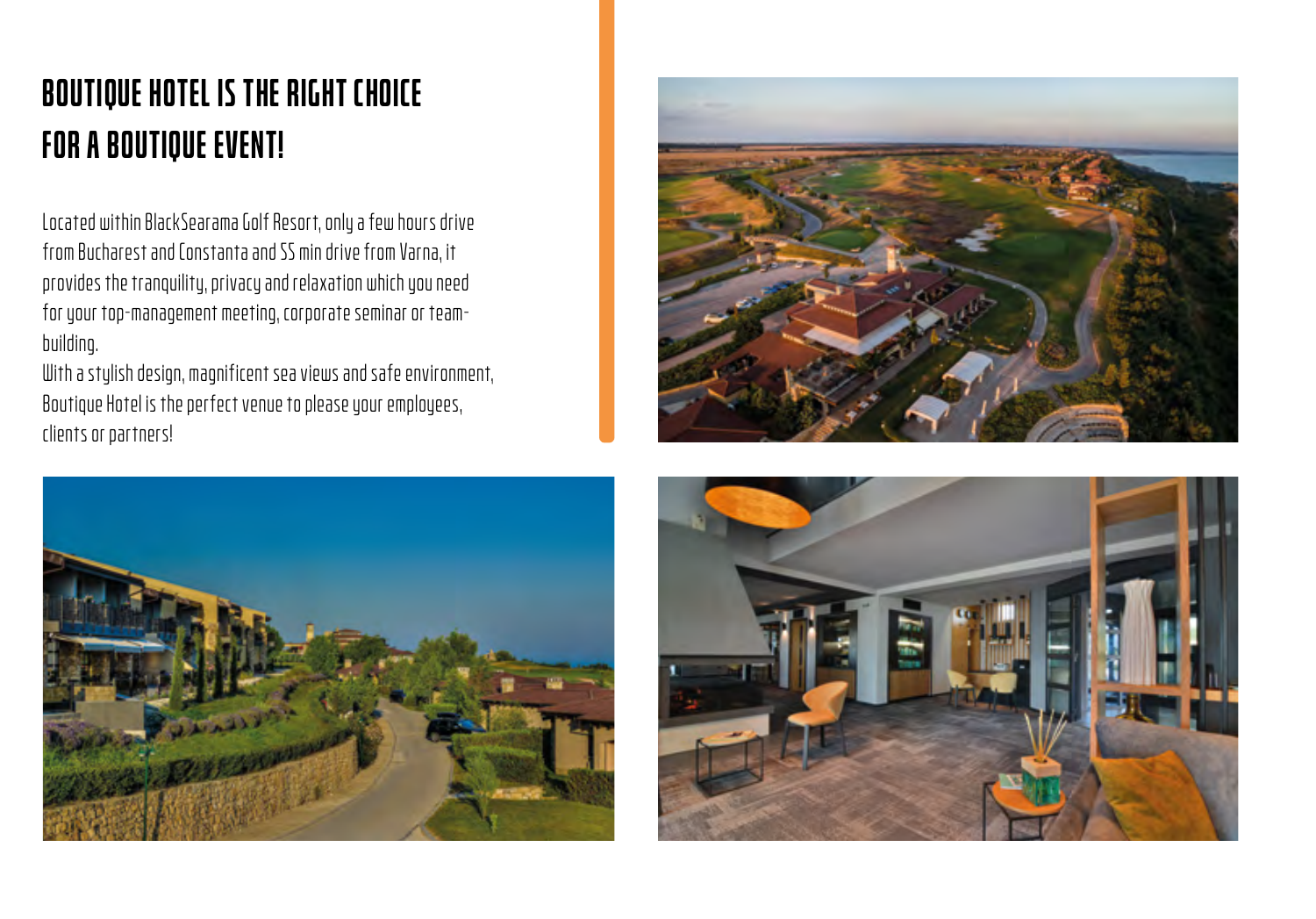# BOUTIQUE HOTEL IS THE RIGHT CHOICE FOR A BOUTIQUE EVENT!

Located within BlackSearama Golf Resort, only a few hours drive from Bucharest and Constanta and 55 min drive from Varna, it provides the tranquility, privacy and relaxation which you need for your top-management meeting, corporate seminar or team-building.

With a stylish design, magnificent sea views and safe environment, Boutique Hotel is the perfect venue to please your employees, clients or partners!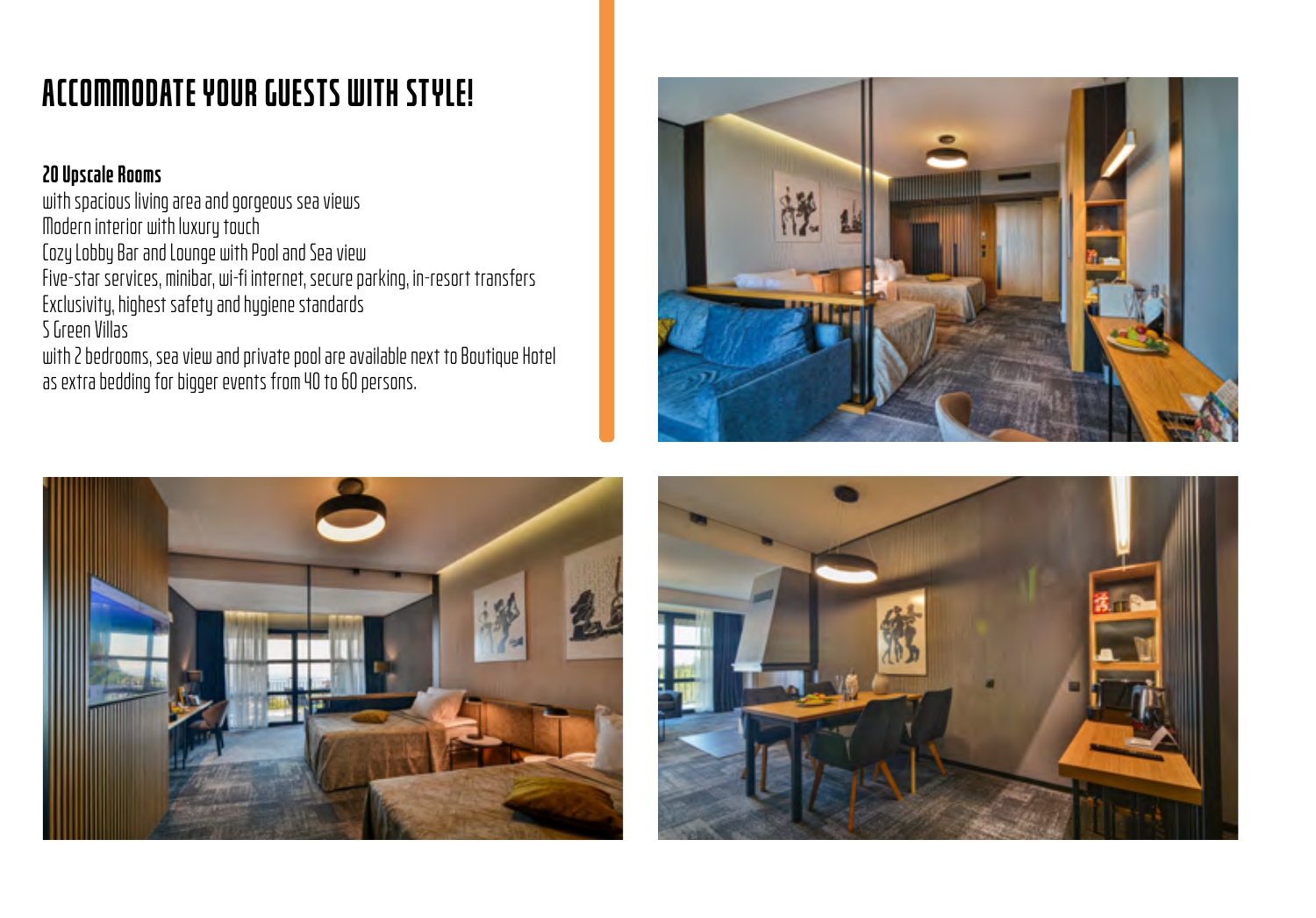# ACCOMMODATE YOUR GUESTS WITH STYLE!

**20 Upscale Rooms**
with spacious living area and gorgeous sea views
Modern interior with luxury touch
Cozy Lobby Bar and Lounge with Pool and Sea view
Five-star services, minibar, wi-fi internet, secure parking, in-resort transfers
Exclusivity, highest safety and hygiene standards
5 Green Villas
with 2 bedrooms, sea view and private pool are available next to Boutique Hotel
as extra bedding for bigger events from 40 to 60 persons.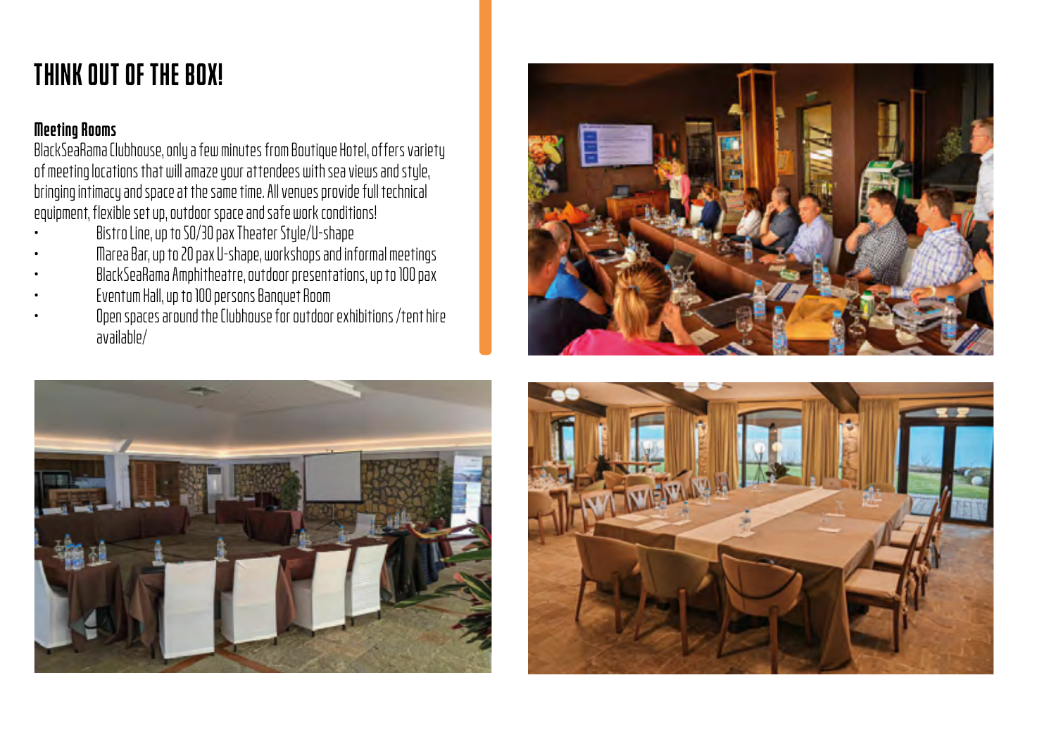# THINK OUT OF THE BOX!

### Meeting Rooms

BlackSeaRama Clubhouse, only a few minutes from Boutique Hotel, offers variety of meeting locations that will amaze your attendees with sea views and style, bringing intimacy and space at the same time. All venues provide full technical equipment, flexible set up, outdoor space and safe work conditions!

- Bistro Line, up to 50/30 pax Theater Style/U-shape
- Marea Bar, up to 20 pax U-shape, workshops and informal meetings
- BlackSeaRama Amphitheatre, outdoor presentations, up to 100 pax
- Eventum Hall, up to 100 persons Banquet Room
- Open spaces around the Clubhouse for outdoor exhibitions /tent hire available/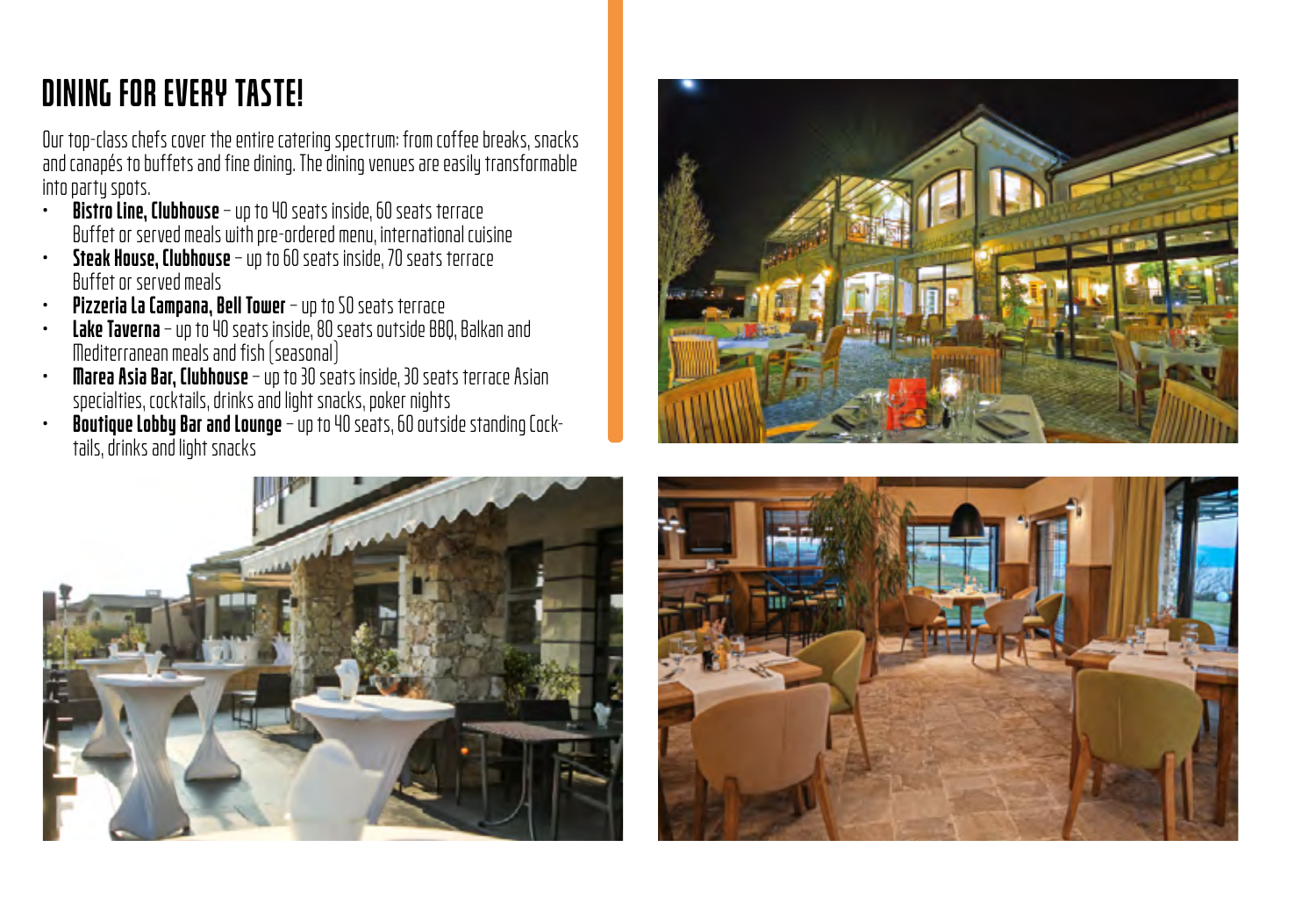# DINING FOR EVERY TASTE!

Our top-class chefs cover the entire catering spectrum: from coffee breaks, snacks and canapés to buffets and fine dining. The dining venues are easily transformable into party spots.

- **Bistro Line, Clubhouse** – up to 40 seats inside, 60 seats terrace Buffet or served meals with pre-ordered menu, international cuisine
- **Steak House, Clubhouse** – up to 60 seats inside, 70 seats terrace Buffet or served meals
- **Pizzeria La Campana, Bell Tower** – up to 50 seats terrace
- **Lake Taverna** – up to 40 seats inside, 80 seats outside BBQ, Balkan and Mediterranean meals and fish (seasonal)
- **Marea Asia Bar, Clubhouse** – up to 30 seats inside, 30 seats terrace Asian specialties, cocktails, drinks and light snacks, poker nights
- **Boutique Lobby Bar and Lounge** – up to 40 seats, 60 outside standing Cocktails, drinks and light snacks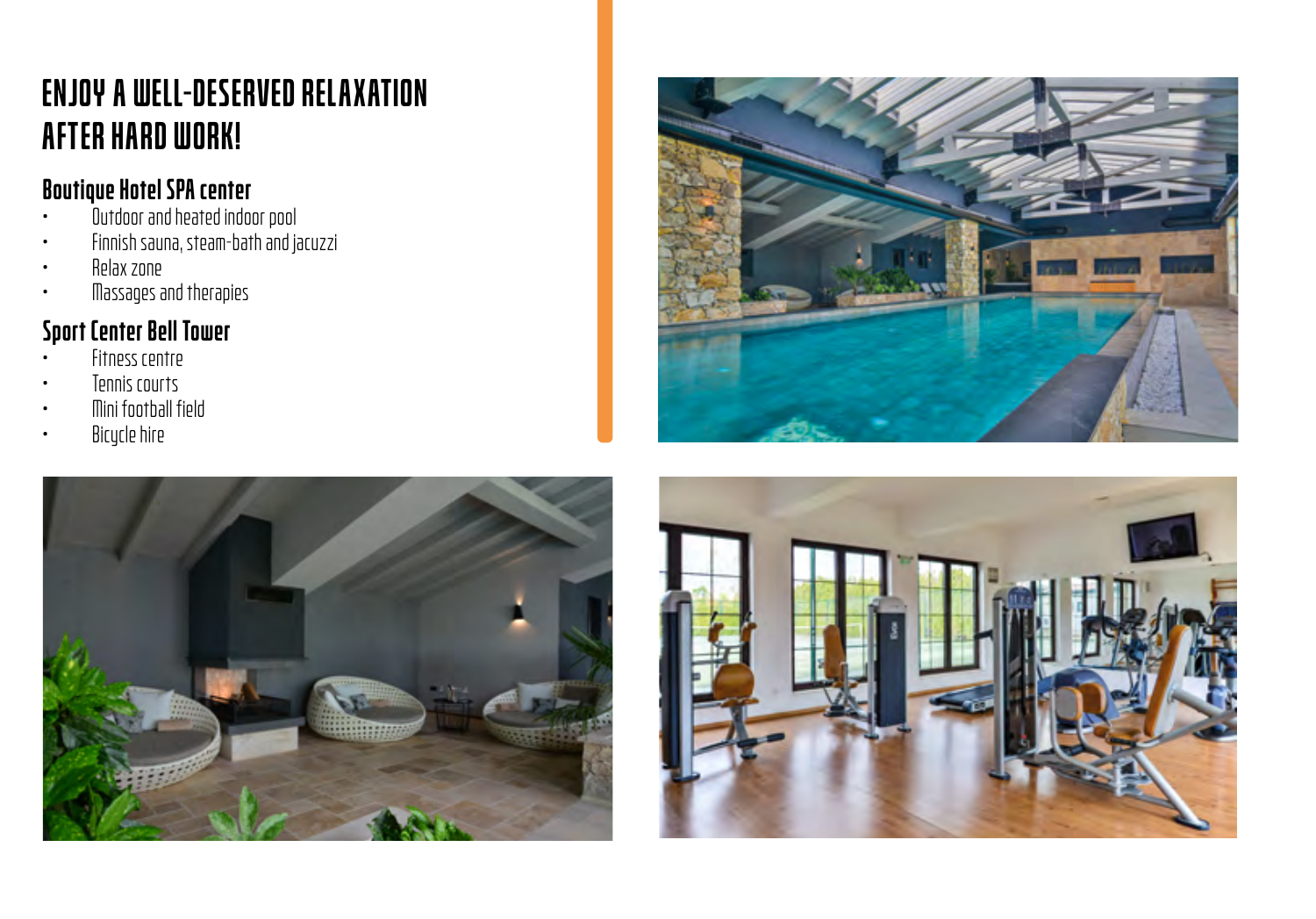# ENJOY A WELL-DESERVED RELAXATION AFTER HARD WORK!

## Boutique Hotel SPA center

- Outdoor and heated indoor pool
- Finnish sauna, steam-bath and jacuzzi
- Relax zone
- Massages and therapies

## Sport Center Bell Tower

- Fitness centre
- Tennis courts
- Mini football field
- Bicycle hire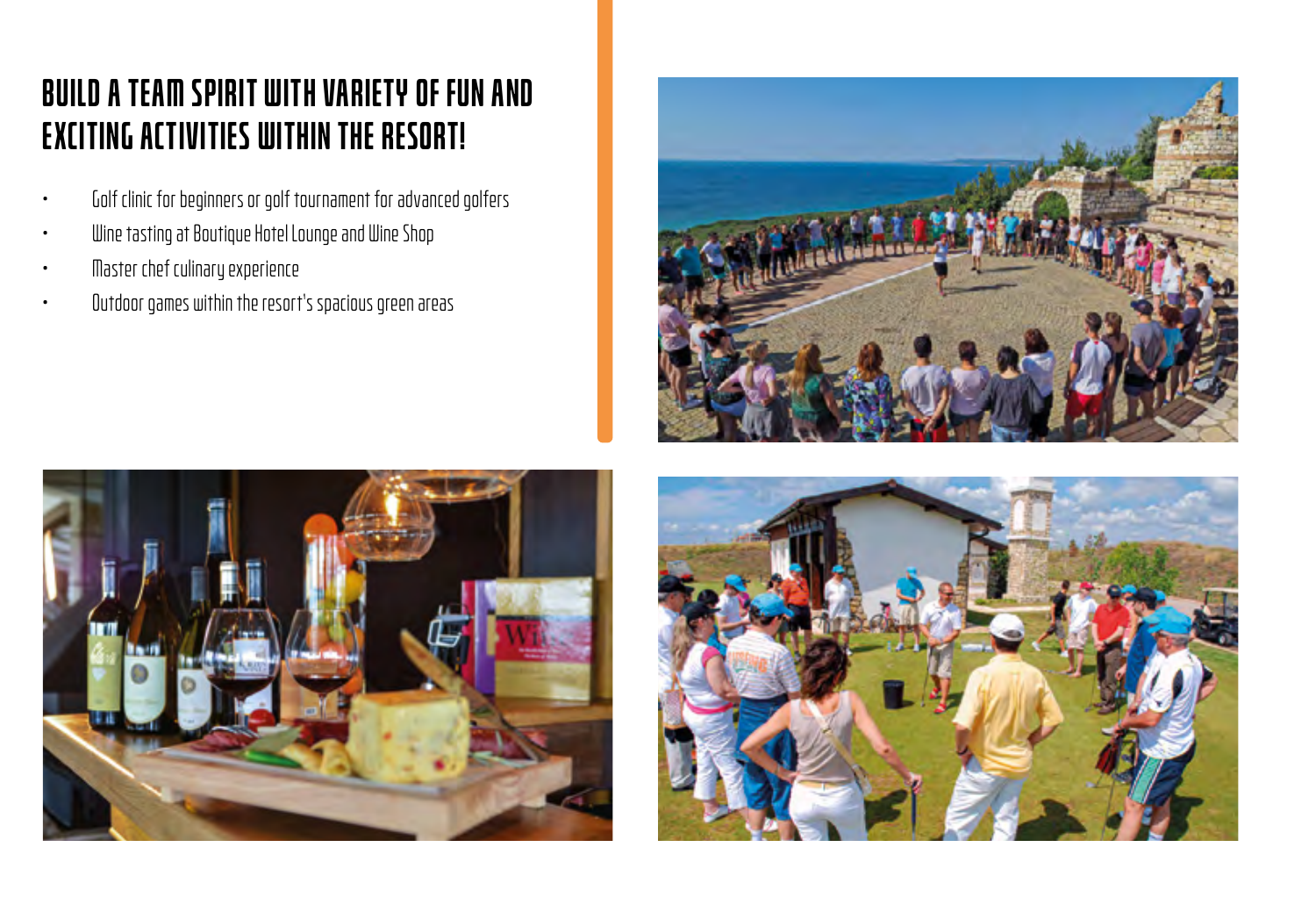# BUILD A TEAM SPIRIT WITH VARIETY OF FUN AND EXCITING ACTIVITIES WITHIN THE RESORT!

- Golf clinic for beginners or golf tournament for advanced golfers
- Wine tasting at Boutique Hotel Lounge and Wine Shop
- Master chef culinary experience
- Outdoor games within the resort's spacious green areas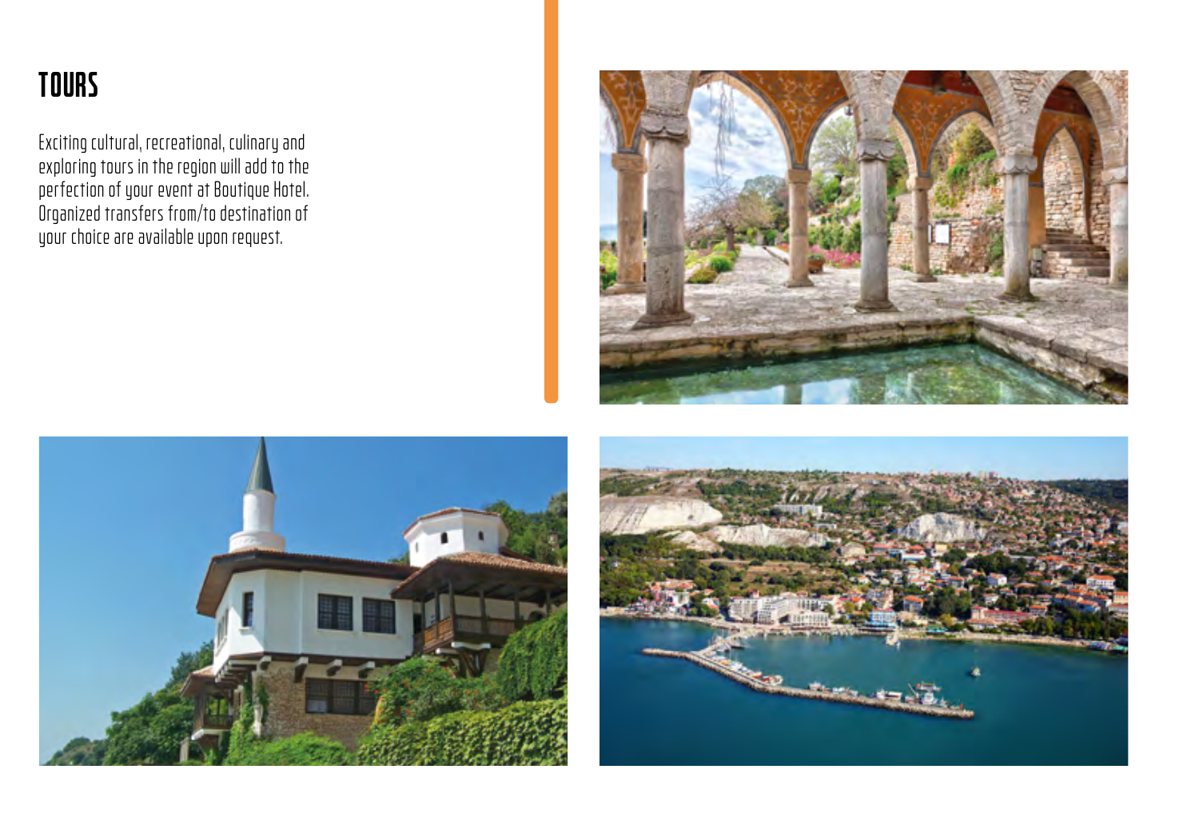# TOURS

Exciting cultural, recreational, culinary and exploring tours in the region will add to the perfection of your event at Boutique Hotel. Organized transfers from/to destination of your choice are available upon request.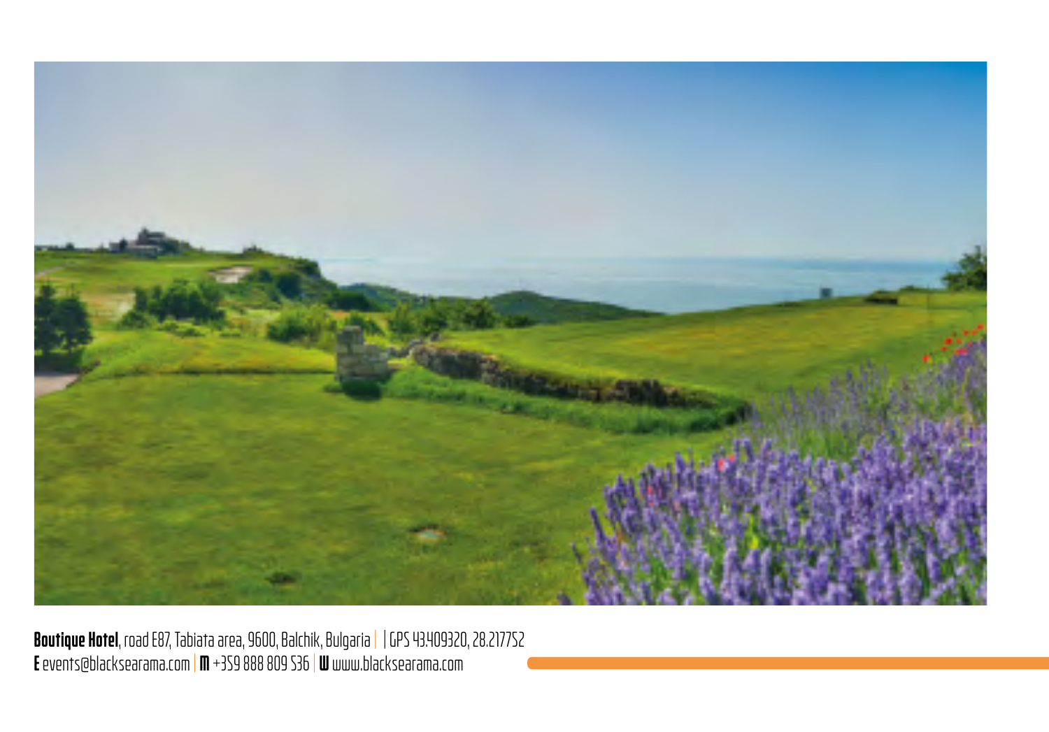**Boutique Hotel**, road E87, Tabiata area, 9600, Balchik, Bulgaria | | GPS 43.409320, 28.217752
**E** events@blacksearama.com | **M** +359 888 809 536 | **W** www.blacksearama.com